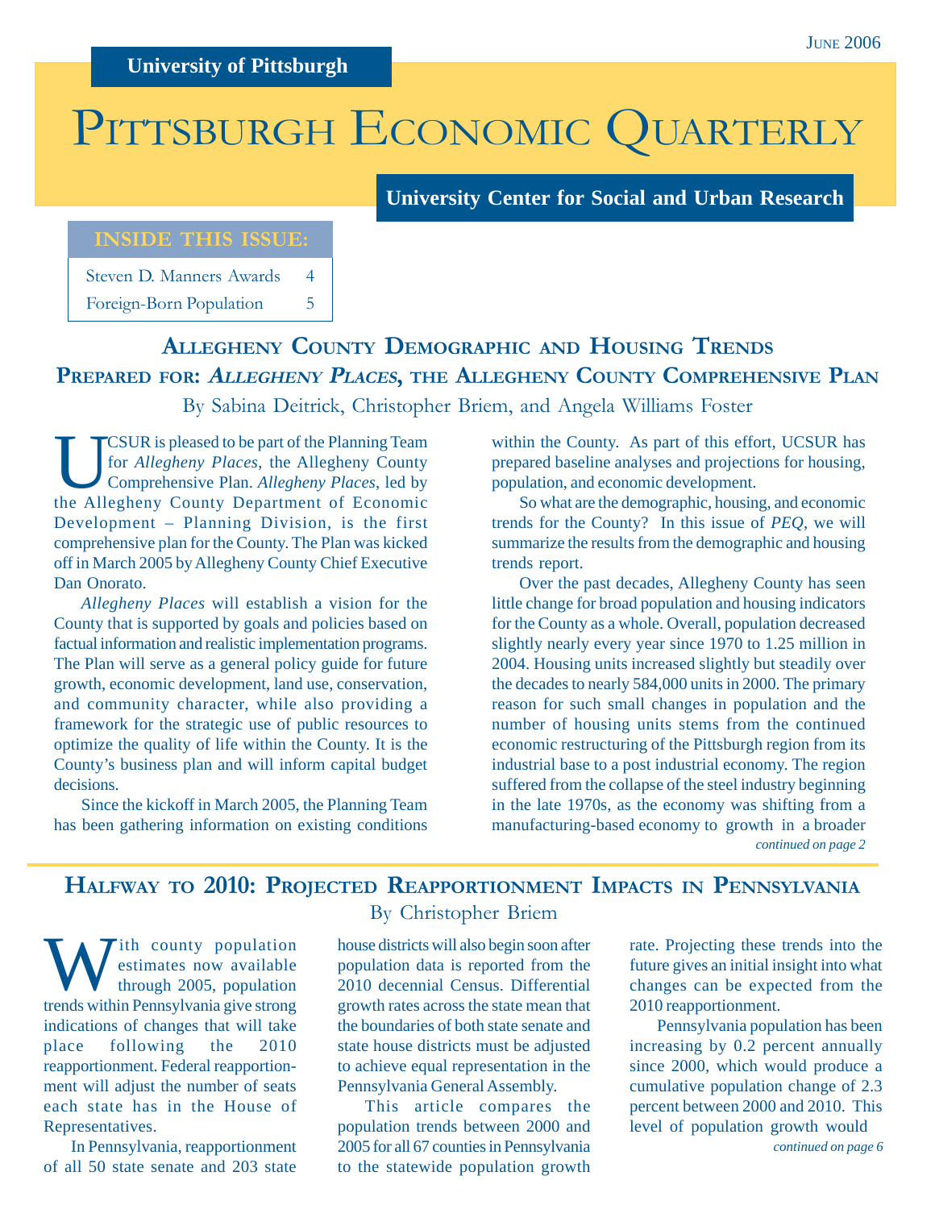University of Pittsburgh

June 2006

# Pittsburgh Economic Quarterly

University Center for Social and Urban Research

**INSIDE THIS ISSUE:**

| | |
|---|---|
| Steven D. Manners Awards | 4 |
| Foreign-Born Population | 5 |

## Allegheny County Demographic and Housing Trends
## Prepared for: *Allegheny Places*, the Allegheny County Comprehensive Plan

By Sabina Deitrick, Christopher Briem, and Angela Williams Foster

UCSUR is pleased to be part of the Planning Team for *Allegheny Places*, the Allegheny County Comprehensive Plan. *Allegheny Places*, led by the Allegheny County Department of Economic Development – Planning Division, is the first comprehensive plan for the County. The Plan was kicked off in March 2005 by Allegheny County Chief Executive Dan Onorato.

*Allegheny Places* will establish a vision for the County that is supported by goals and policies based on factual information and realistic implementation programs. The Plan will serve as a general policy guide for future growth, economic development, land use, conservation, and community character, while also providing a framework for the strategic use of public resources to optimize the quality of life within the County. It is the County's business plan and will inform capital budget decisions.

Since the kickoff in March 2005, the Planning Team has been gathering information on existing conditions within the County. As part of this effort, UCSUR has prepared baseline analyses and projections for housing, population, and economic development.

So what are the demographic, housing, and economic trends for the County? In this issue of *PEQ*, we will summarize the results from the demographic and housing trends report.

Over the past decades, Allegheny County has seen little change for broad population and housing indicators for the County as a whole. Overall, population decreased slightly nearly every year since 1970 to 1.25 million in 2004. Housing units increased slightly but steadily over the decades to nearly 584,000 units in 2000. The primary reason for such small changes in population and the number of housing units stems from the continued economic restructuring of the Pittsburgh region from its industrial base to a post industrial economy. The region suffered from the collapse of the steel industry beginning in the late 1970s, as the economy was shifting from a manufacturing-based economy to growth in a broader

*continued on page 2*

## Halfway to 2010: Projected Reapportionment Impacts in Pennsylvania

By Christopher Briem

With county population estimates now available through 2005, population trends within Pennsylvania give strong indications of changes that will take place following the 2010 reapportionment. Federal reapportionment will adjust the number of seats each state has in the House of Representatives.

In Pennsylvania, reapportionment of all 50 state senate and 203 state house districts will also begin soon after population data is reported from the 2010 decennial Census. Differential growth rates across the state mean that the boundaries of both state senate and state house districts must be adjusted to achieve equal representation in the Pennsylvania General Assembly.

This article compares the population trends between 2000 and 2005 for all 67 counties in Pennsylvania to the statewide population growth rate. Projecting these trends into the future gives an initial insight into what changes can be expected from the 2010 reapportionment.

Pennsylvania population has been increasing by 0.2 percent annually since 2000, which would produce a cumulative population change of 2.3 percent between 2000 and 2010. This level of population growth would

*continued on page 6*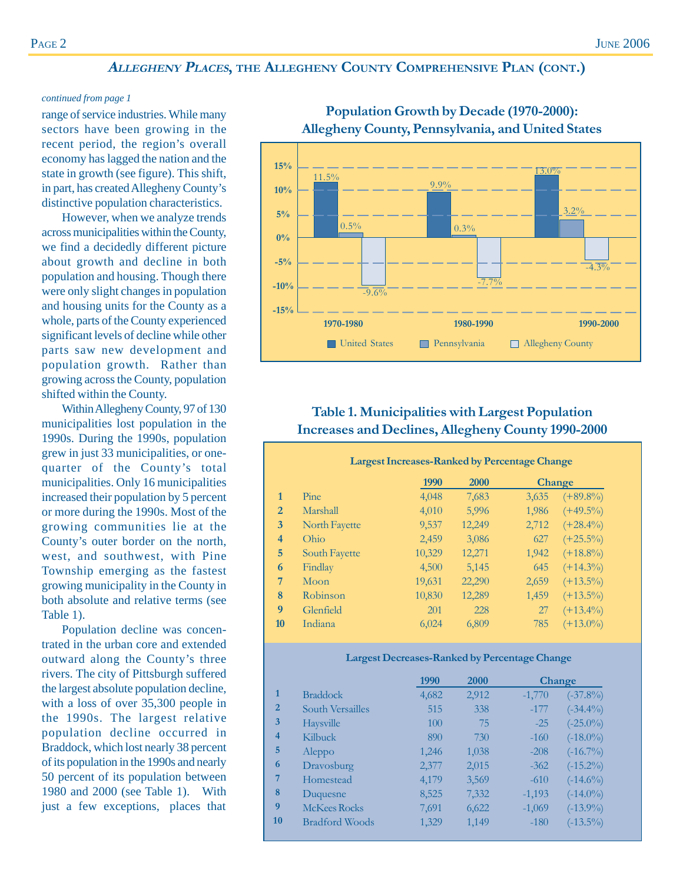## *Allegheny Places*, the Allegheny County Comprehensive Plan (cont.)

*continued from page 1*

range of service industries. While many sectors have been growing in the recent period, the region's overall economy has lagged the nation and the state in growth (see figure). This shift, in part, has created Allegheny County's distinctive population characteristics.

However, when we analyze trends across municipalities within the County, we find a decidedly different picture about growth and decline in both population and housing. Though there were only slight changes in population and housing units for the County as a whole, parts of the County experienced significant levels of decline while other parts saw new development and population growth. Rather than growing across the County, population shifted within the County.

Within Allegheny County, 97 of 130 municipalities lost population in the 1990s. During the 1990s, population grew in just 33 municipalities, or one-quarter of the County's total municipalities. Only 16 municipalities increased their population by 5 percent or more during the 1990s. Most of the growing communities lie at the County's outer border on the north, west, and southwest, with Pine Township emerging as the fastest growing municipality in the County in both absolute and relative terms (see Table 1).

Population decline was concentrated in the urban core and extended outward along the County's three rivers. The city of Pittsburgh suffered the largest absolute population decline, with a loss of over 35,300 people in the 1990s. The largest relative population decline occurred in Braddock, which lost nearly 38 percent of its population in the 1990s and nearly 50 percent of its population between 1980 and 2000 (see Table 1). With just a few exceptions, places that

### Population Growth by Decade (1970-2000): Allegheny County, Pennsylvania, and United States

| Decade | United States | Pennsylvania | Allegheny County |
|---|---|---|---|
| 1970-1980 | 11.5% | 0.5% | -9.6% |
| 1980-1990 | 9.9% | 0.3% | -7.7% |
| 1990-2000 | 13.0% | 3.2% | -4.3% |

### Table 1. Municipalities with Largest Population Increases and Declines, Allegheny County 1990-2000

**Largest Increases-Ranked by Percentage Change**

| | | 1990 | 2000 | Change | |
|---|---|---|---|---|---|
| 1 | Pine | 4,048 | 7,683 | 3,635 | (+89.8%) |
| 2 | Marshall | 4,010 | 5,996 | 1,986 | (+49.5%) |
| 3 | North Fayette | 9,537 | 12,249 | 2,712 | (+28.4%) |
| 4 | Ohio | 2,459 | 3,086 | 627 | (+25.5%) |
| 5 | South Fayette | 10,329 | 12,271 | 1,942 | (+18.8%) |
| 6 | Findlay | 4,500 | 5,145 | 645 | (+14.3%) |
| 7 | Moon | 19,631 | 22,290 | 2,659 | (+13.5%) |
| 8 | Robinson | 10,830 | 12,289 | 1,459 | (+13.5%) |
| 9 | Glenfield | 201 | 228 | 27 | (+13.4%) |
| 10 | Indiana | 6,024 | 6,809 | 785 | (+13.0%) |

**Largest Decreases-Ranked by Percentage Change**

| | | 1990 | 2000 | Change | |
|---|---|---|---|---|---|
| 1 | Braddock | 4,682 | 2,912 | -1,770 | (-37.8%) |
| 2 | South Versailles | 515 | 338 | -177 | (-34.4%) |
| 3 | Haysville | 100 | 75 | -25 | (-25.0%) |
| 4 | Kilbuck | 890 | 730 | -160 | (-18.0%) |
| 5 | Aleppo | 1,246 | 1,038 | -208 | (-16.7%) |
| 6 | Dravosburg | 2,377 | 2,015 | -362 | (-15.2%) |
| 7 | Homestead | 4,179 | 3,569 | -610 | (-14.6%) |
| 8 | Duquesne | 8,525 | 7,332 | -1,193 | (-14.0%) |
| 9 | McKees Rocks | 7,691 | 6,622 | -1,069 | (-13.9%) |
| 10 | Bradford Woods | 1,329 | 1,149 | -180 | (-13.5%) |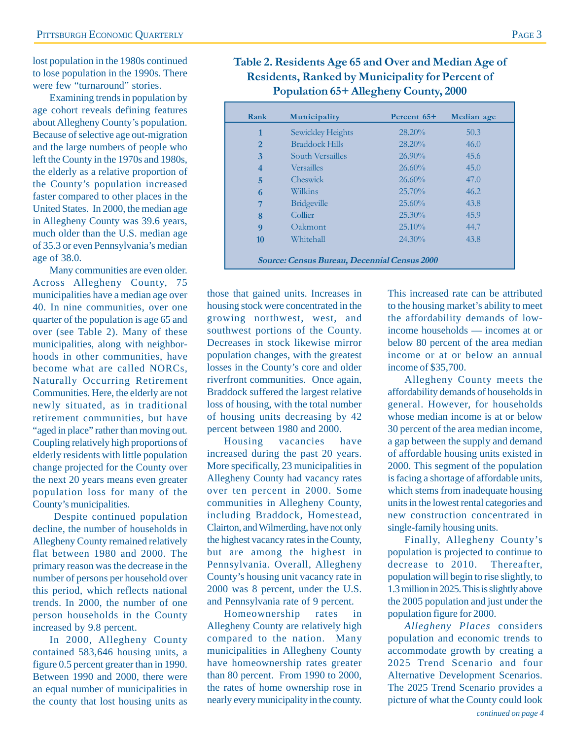lost population in the 1980s continued to lose population in the 1990s. There were few "turnaround" stories.

Examining trends in population by age cohort reveals defining features about Allegheny County's population. Because of selective age out-migration and the large numbers of people who left the County in the 1970s and 1980s, the elderly as a relative proportion of the County's population increased faster compared to other places in the United States. In 2000, the median age in Allegheny County was 39.6 years, much older than the U.S. median age of 35.3 or even Pennsylvania's median age of 38.0.

Many communities are even older. Across Allegheny County, 75 municipalities have a median age over 40. In nine communities, over one quarter of the population is age 65 and over (see Table 2). Many of these municipalities, along with neighborhoods in other communities, have become what are called NORCs, Naturally Occurring Retirement Communities. Here, the elderly are not newly situated, as in traditional retirement communities, but have "aged in place" rather than moving out. Coupling relatively high proportions of elderly residents with little population change projected for the County over the next 20 years means even greater population loss for many of the County's municipalities.

Despite continued population decline, the number of households in Allegheny County remained relatively flat between 1980 and 2000. The primary reason was the decrease in the number of persons per household over this period, which reflects national trends. In 2000, the number of one person households in the County increased by 9.8 percent.

In 2000, Allegheny County contained 583,646 housing units, a figure 0.5 percent greater than in 1990. Between 1990 and 2000, there were an equal number of municipalities in the county that lost housing units as those that gained units. Increases in housing stock were concentrated in the growing northwest, west, and southwest portions of the County. Decreases in stock likewise mirror population changes, with the greatest losses in the County's core and older riverfront communities. Once again, Braddock suffered the largest relative loss of housing, with the total number of housing units decreasing by 42 percent between 1980 and 2000.

**Table 2. Residents Age 65 and Over and Median Age of Residents, Ranked by Municipality for Percent of Population 65+ Allegheny County, 2000**

| Rank | Municipality | Percent 65+ | Median age |
|---|---|---|---|
| 1 | Sewickley Heights | 28.20% | 50.3 |
| 2 | Braddock Hills | 28.20% | 46.0 |
| 3 | South Versailles | 26.90% | 45.6 |
| 4 | Versailles | 26.60% | 45.0 |
| 5 | Cheswick | 26.60% | 47.0 |
| 6 | Wilkins | 25.70% | 46.2 |
| 7 | Bridgeville | 25.60% | 43.8 |
| 8 | Collier | 25.30% | 45.9 |
| 9 | Oakmont | 25.10% | 44.7 |
| 10 | Whitehall | 24.30% | 43.8 |

***Source: Census Bureau, Decennial Census 2000***

Housing vacancies have increased during the past 20 years. More specifically, 23 municipalities in Allegheny County had vacancy rates over ten percent in 2000. Some communities in Allegheny County, including Braddock, Homestead, Clairton, and Wilmerding, have not only the highest vacancy rates in the County, but are among the highest in Pennsylvania. Overall, Allegheny County's housing unit vacancy rate in 2000 was 8 percent, under the U.S. and Pennsylvania rate of 9 percent.

Homeownership rates in Allegheny County are relatively high compared to the nation. Many municipalities in Allegheny County have homeownership rates greater than 80 percent. From 1990 to 2000, the rates of home ownership rose in nearly every municipality in the county. This increased rate can be attributed to the housing market's ability to meet the affordability demands of low-income households — incomes at or below 80 percent of the area median income or at or below an annual income of $35,700.

Allegheny County meets the affordability demands of households in general. However, for households whose median income is at or below 30 percent of the area median income, a gap between the supply and demand of affordable housing units existed in 2000. This segment of the population is facing a shortage of affordable units, which stems from inadequate housing units in the lowest rental categories and new construction concentrated in single-family housing units.

Finally, Allegheny County's population is projected to continue to decrease to 2010. Thereafter, population will begin to rise slightly, to 1.3 million in 2025. This is slightly above the 2005 population and just under the population figure for 2000.

*Allegheny Places* considers population and economic trends to accommodate growth by creating a 2025 Trend Scenario and four Alternative Development Scenarios. The 2025 Trend Scenario provides a picture of what the County could look

*continued on page 4*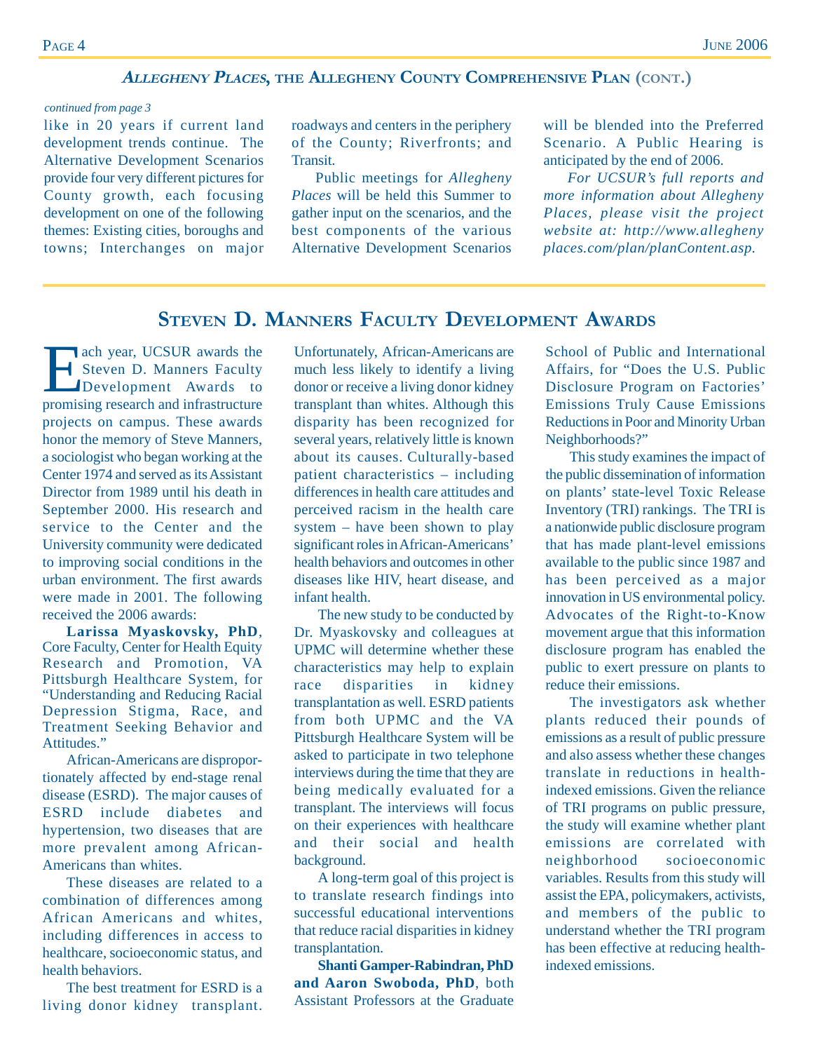## *Allegheny Places*, the Allegheny County Comprehensive Plan (cont.)

*continued from page 3*

like in 20 years if current land development trends continue. The Alternative Development Scenarios provide four very different pictures for County growth, each focusing development on one of the following themes: Existing cities, boroughs and towns; Interchanges on major roadways and centers in the periphery of the County; Riverfronts; and Transit.

Public meetings for *Allegheny Places* will be held this Summer to gather input on the scenarios, and the best components of the various Alternative Development Scenarios will be blended into the Preferred Scenario. A Public Hearing is anticipated by the end of 2006.

*For UCSUR's full reports and more information about Allegheny Places, please visit the project website at: http://www.alleghenyplaces.com/plan/planContent.asp.*

## Steven D. Manners Faculty Development Awards

Each year, UCSUR awards the Steven D. Manners Faculty Development Awards to promising research and infrastructure projects on campus. These awards honor the memory of Steve Manners, a sociologist who began working at the Center 1974 and served as its Assistant Director from 1989 until his death in September 2000. His research and service to the Center and the University community were dedicated to improving social conditions in the urban environment. The first awards were made in 2001. The following received the 2006 awards:

**Larissa Myaskovsky, PhD**, Core Faculty, Center for Health Equity Research and Promotion, VA Pittsburgh Healthcare System, for "Understanding and Reducing Racial Depression Stigma, Race, and Treatment Seeking Behavior and Attitudes."

African-Americans are disproportionately affected by end-stage renal disease (ESRD). The major causes of ESRD include diabetes and hypertension, two diseases that are more prevalent among African-Americans than whites.

These diseases are related to a combination of differences among African Americans and whites, including differences in access to healthcare, socioeconomic status, and health behaviors.

The best treatment for ESRD is a living donor kidney transplant. Unfortunately, African-Americans are much less likely to identify a living donor or receive a living donor kidney transplant than whites. Although this disparity has been recognized for several years, relatively little is known about its causes. Culturally-based patient characteristics – including differences in health care attitudes and perceived racism in the health care system – have been shown to play significant roles in African-Americans' health behaviors and outcomes in other diseases like HIV, heart disease, and infant health.

The new study to be conducted by Dr. Myaskovsky and colleagues at UPMC will determine whether these characteristics may help to explain race disparities in kidney transplantation as well. ESRD patients from both UPMC and the VA Pittsburgh Healthcare System will be asked to participate in two telephone interviews during the time that they are being medically evaluated for a transplant. The interviews will focus on their experiences with healthcare and their social and health background.

A long-term goal of this project is to translate research findings into successful educational interventions that reduce racial disparities in kidney transplantation.

**Shanti Gamper-Rabindran, PhD and Aaron Swoboda, PhD**, both Assistant Professors at the Graduate School of Public and International Affairs, for "Does the U.S. Public Disclosure Program on Factories' Emissions Truly Cause Emissions Reductions in Poor and Minority Urban Neighborhoods?"

This study examines the impact of the public dissemination of information on plants' state-level Toxic Release Inventory (TRI) rankings. The TRI is a nationwide public disclosure program that has made plant-level emissions available to the public since 1987 and has been perceived as a major innovation in US environmental policy. Advocates of the Right-to-Know movement argue that this information disclosure program has enabled the public to exert pressure on plants to reduce their emissions.

The investigators ask whether plants reduced their pounds of emissions as a result of public pressure and also assess whether these changes translate in reductions in health-indexed emissions. Given the reliance of TRI programs on public pressure, the study will examine whether plant emissions are correlated with neighborhood socioeconomic variables. Results from this study will assist the EPA, policymakers, activists, and members of the public to understand whether the TRI program has been effective at reducing health-indexed emissions.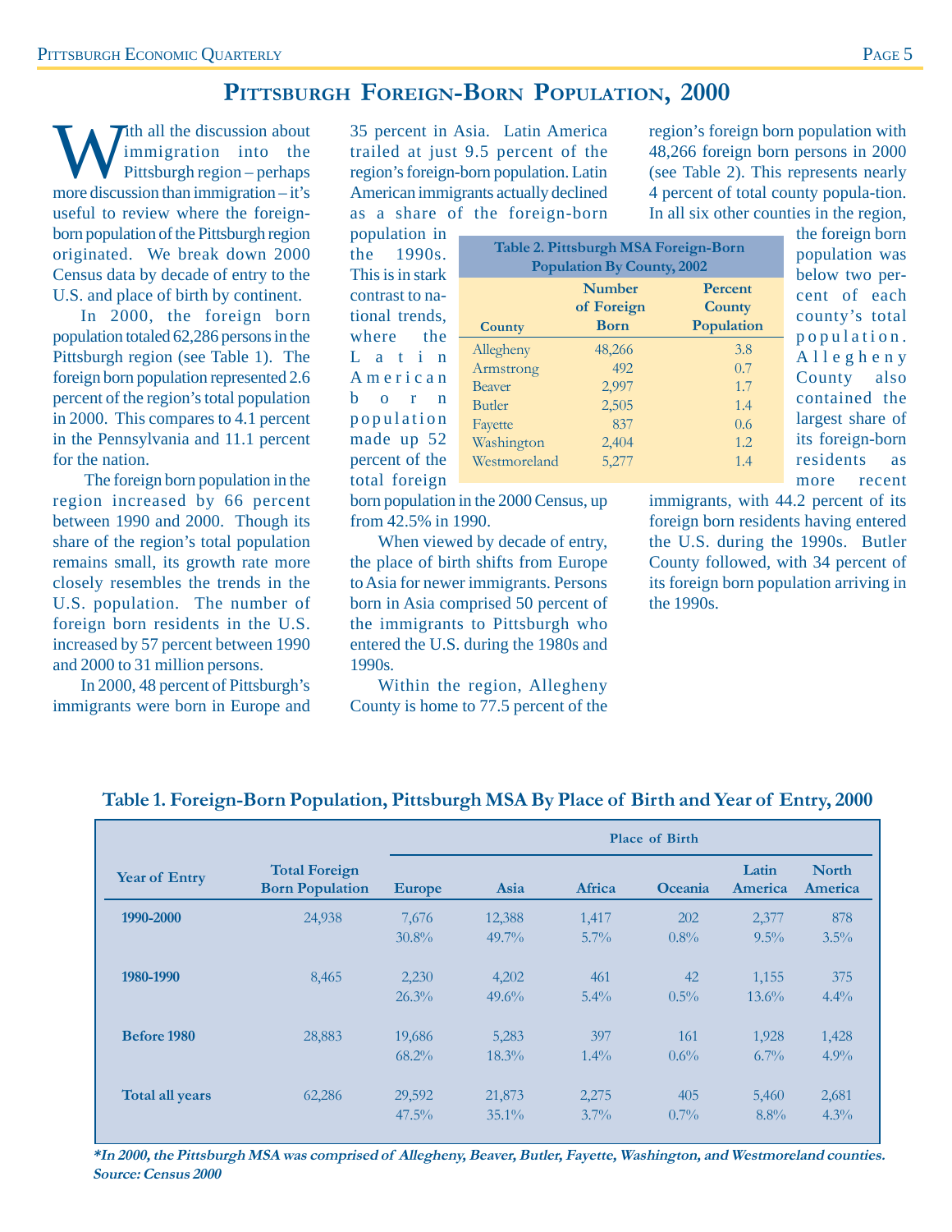# Pittsburgh Foreign-Born Population, 2000

With all the discussion about immigration into the Pittsburgh region – perhaps more discussion than immigration – it's useful to review where the foreign-born population of the Pittsburgh region originated. We break down 2000 Census data by decade of entry to the U.S. and place of birth by continent.

In 2000, the foreign born population totaled 62,286 persons in the Pittsburgh region (see Table 1). The foreign born population represented 2.6 percent of the region's total population in 2000. This compares to 4.1 percent in the Pennsylvania and 11.1 percent for the nation.

The foreign born population in the region increased by 66 percent between 1990 and 2000. Though its share of the region's total population remains small, its growth rate more closely resembles the trends in the U.S. population. The number of foreign born residents in the U.S. increased by 57 percent between 1990 and 2000 to 31 million persons.

In 2000, 48 percent of Pittsburgh's immigrants were born in Europe and 35 percent in Asia. Latin America trailed at just 9.5 percent of the region's foreign-born population. Latin American immigrants actually declined as a share of the foreign-born population in the 1990s. This is in stark contrast to national trends, where the Latin American born population made up 52 percent of the total foreign born population in the 2000 Census, up from 42.5% in 1990.

When viewed by decade of entry, the place of birth shifts from Europe to Asia for newer immigrants. Persons born in Asia comprised 50 percent of the immigrants to Pittsburgh who entered the U.S. during the 1980s and 1990s.

Within the region, Allegheny County is home to 77.5 percent of the region's foreign born population with 48,266 foreign born persons in 2000 (see Table 2). This represents nearly 4 percent of total county popula-tion. In all six other counties in the region, the foreign born population was below two percent of each county's total population. Allegheny County also contained the largest share of its foreign-born residents as more recent immigrants, with 44.2 percent of its foreign born residents having entered the U.S. during the 1990s. Butler County followed, with 34 percent of its foreign born population arriving in the 1990s.

**Table 2. Pittsburgh MSA Foreign-Born Population By County, 2002**

| County | Number of Foreign Born | Percent County Population |
|---|---|---|
| Allegheny | 48,266 | 3.8 |
| Armstrong | 492 | 0.7 |
| Beaver | 2,997 | 1.7 |
| Butler | 2,505 | 1.4 |
| Fayette | 837 | 0.6 |
| Washington | 2,404 | 1.2 |
| Westmoreland | 5,277 | 1.4 |

**Table 1. Foreign-Born Population, Pittsburgh MSA By Place of Birth and Year of Entry, 2000**

| | | Place of Birth | | | | | |
|---|---|---|---|---|---|---|---|
| Year of Entry | Total Foreign Born Population | Europe | Asia | Africa | Oceania | Latin America | North America |
| **1990-2000** | 24,938 | 7,676 | 12,388 | 1,417 | 202 | 2,377 | 878 |
| | | 30.8% | 49.7% | 5.7% | 0.8% | 9.5% | 3.5% |
| **1980-1990** | 8,465 | 2,230 | 4,202 | 461 | 42 | 1,155 | 375 |
| | | 26.3% | 49.6% | 5.4% | 0.5% | 13.6% | 4.4% |
| **Before 1980** | 28,883 | 19,686 | 5,283 | 397 | 161 | 1,928 | 1,428 |
| | | 68.2% | 18.3% | 1.4% | 0.6% | 6.7% | 4.9% |
| **Total all years** | 62,286 | 29,592 | 21,873 | 2,275 | 405 | 5,460 | 2,681 |
| | | 47.5% | 35.1% | 3.7% | 0.7% | 8.8% | 4.3% |

***In 2000, the Pittsburgh MSA was comprised of Allegheny, Beaver, Butler, Fayette, Washington, and Westmoreland counties.**
***Source: Census 2000***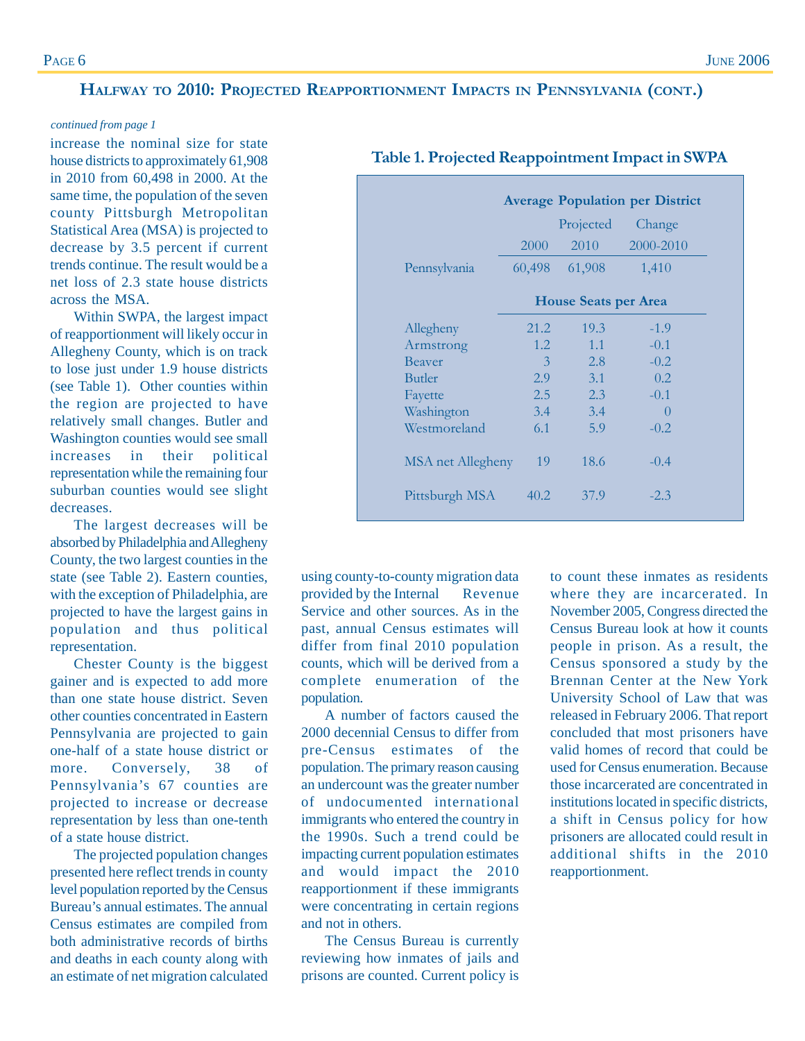## Halfway to 2010: Projected Reapportionment Impacts in Pennsylvania (cont.)

*continued from page 1*

increase the nominal size for state house districts to approximately 61,908 in 2010 from 60,498 in 2000. At the same time, the population of the seven county Pittsburgh Metropolitan Statistical Area (MSA) is projected to decrease by 3.5 percent if current trends continue. The result would be a net loss of 2.3 state house districts across the MSA.

Within SWPA, the largest impact of reapportionment will likely occur in Allegheny County, which is on track to lose just under 1.9 house districts (see Table 1). Other counties within the region are projected to have relatively small changes. Butler and Washington counties would see small increases in their political representation while the remaining four suburban counties would see slight decreases.

**Table 1. Projected Reappointment Impact in SWPA**

| | Average Population per District | | |
|---|---|---|---|
| | 2000 | Projected 2010 | Change 2000-2010 |
| Pennsylvania | 60,498 | 61,908 | 1,410 |
| | **House Seats per Area** | | |
| Allegheny | 21.2 | 19.3 | -1.9 |
| Armstrong | 1.2 | 1.1 | -0.1 |
| Beaver | 3 | 2.8 | -0.2 |
| Butler | 2.9 | 3.1 | 0.2 |
| Fayette | 2.5 | 2.3 | -0.1 |
| Washington | 3.4 | 3.4 | 0 |
| Westmoreland | 6.1 | 5.9 | -0.2 |
| MSA net Allegheny | 19 | 18.6 | -0.4 |
| Pittsburgh MSA | 40.2 | 37.9 | -2.3 |

The largest decreases will be absorbed by Philadelphia and Allegheny County, the two largest counties in the state (see Table 2). Eastern counties, with the exception of Philadelphia, are projected to have the largest gains in population and thus political representation.

Chester County is the biggest gainer and is expected to add more than one state house district. Seven other counties concentrated in Eastern Pennsylvania are projected to gain one-half of a state house district or more. Conversely, 38 of Pennsylvania's 67 counties are projected to increase or decrease representation by less than one-tenth of a state house district.

The projected population changes presented here reflect trends in county level population reported by the Census Bureau's annual estimates. The annual Census estimates are compiled from both administrative records of births and deaths in each county along with an estimate of net migration calculated using county-to-county migration data provided by the Internal Revenue Service and other sources. As in the past, annual Census estimates will differ from final 2010 population counts, which will be derived from a complete enumeration of the population.

A number of factors caused the 2000 decennial Census to differ from pre-Census estimates of the population. The primary reason causing an undercount was the greater number of undocumented international immigrants who entered the country in the 1990s. Such a trend could be impacting current population estimates and would impact the 2010 reapportionment if these immigrants were concentrating in certain regions and not in others.

The Census Bureau is currently reviewing how inmates of jails and prisons are counted. Current policy is to count these inmates as residents where they are incarcerated. In November 2005, Congress directed the Census Bureau look at how it counts people in prison. As a result, the Census sponsored a study by the Brennan Center at the New York University School of Law that was released in February 2006. That report concluded that most prisoners have valid homes of record that could be used for Census enumeration. Because those incarcerated are concentrated in institutions located in specific districts, a shift in Census policy for how prisoners are allocated could result in additional shifts in the 2010 reapportionment.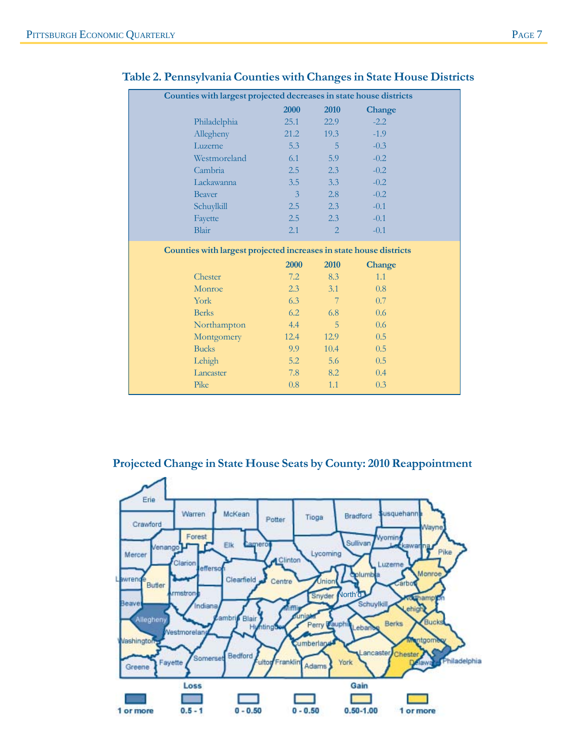## Table 2. Pennsylvania Counties with Changes in State House Districts

**Counties with largest projected decreases in state house districts**

| | 2000 | 2010 | Change |
|---|---|---|---|
| Philadelphia | 25.1 | 22.9 | -2.2 |
| Allegheny | 21.2 | 19.3 | -1.9 |
| Luzerne | 5.3 | 5 | -0.3 |
| Westmoreland | 6.1 | 5.9 | -0.2 |
| Cambria | 2.5 | 2.3 | -0.2 |
| Lackawanna | 3.5 | 3.3 | -0.2 |
| Beaver | 3 | 2.8 | -0.2 |
| Schuylkill | 2.5 | 2.3 | -0.1 |
| Fayette | 2.5 | 2.3 | -0.1 |
| Blair | 2.1 | 2 | -0.1 |

**Counties with largest projected increases in state house districts**

| | 2000 | 2010 | Change |
|---|---|---|---|
| Chester | 7.2 | 8.3 | 1.1 |
| Monroe | 2.3 | 3.1 | 0.8 |
| York | 6.3 | 7 | 0.7 |
| Berks | 6.2 | 6.8 | 0.6 |
| Northampton | 4.4 | 5 | 0.6 |
| Montgomery | 12.4 | 12.9 | 0.5 |
| Bucks | 9.9 | 10.4 | 0.5 |
| Lehigh | 5.2 | 5.6 | 0.5 |
| Lancaster | 7.8 | 8.2 | 0.4 |
| Pike | 0.8 | 1.1 | 0.3 |

## Projected Change in State House Seats by County: 2010 Reappointment

Loss: 1 or more; 0.5 - 1; 0 - 0.50

Gain: 0 - 0.50; 0.50-1.00; 1 or more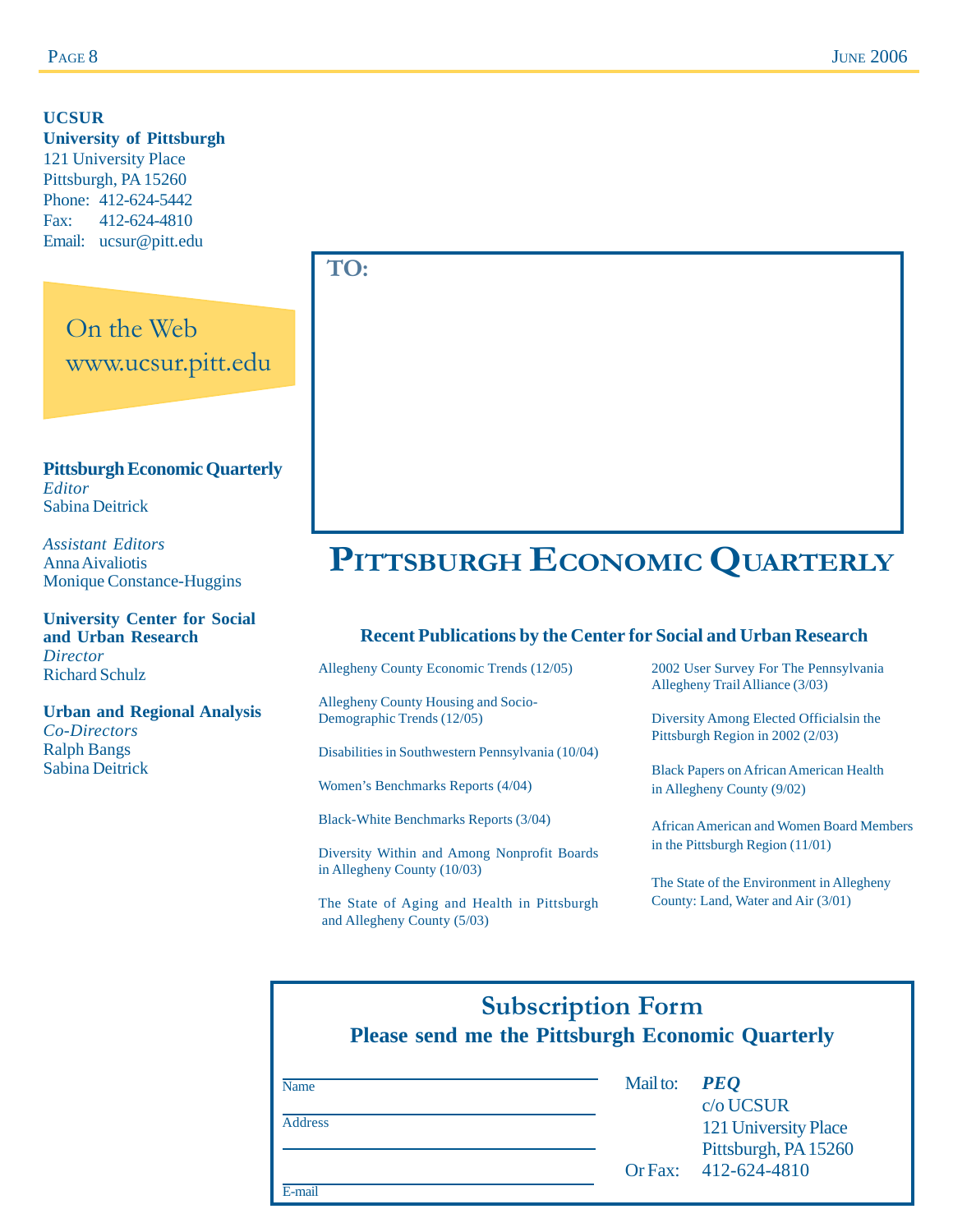**UCSUR**
**University of Pittsburgh**
121 University Place
Pittsburgh, PA 15260
Phone: 412-624-5442
Fax: 412-624-4810
Email: ucsur@pitt.edu

On the Web
www.ucsur.pitt.edu

**Pittsburgh Economic Quarterly**
*Editor*
Sabina Deitrick

*Assistant Editors*
Anna Aivaliotis
Monique Constance-Huggins

**University Center for Social and Urban Research**
*Director*
Richard Schulz

**Urban and Regional Analysis**
*Co-Directors*
Ralph Bangs
Sabina Deitrick

**TO:**

# PITTSBURGH ECONOMIC QUARTERLY

## Recent Publications by the Center for Social and Urban Research

Allegheny County Economic Trends (12/05)

Allegheny County Housing and Socio-Demographic Trends (12/05)

Disabilities in Southwestern Pennsylvania (10/04)

Women's Benchmarks Reports (4/04)

Black-White Benchmarks Reports (3/04)

Diversity Within and Among Nonprofit Boards in Allegheny County (10/03)

The State of Aging and Health in Pittsburgh and Allegheny County (5/03)

2002 User Survey For The Pennsylvania Allegheny Trail Alliance (3/03)

Diversity Among Elected Officialsin the Pittsburgh Region in 2002 (2/03)

Black Papers on African American Health in Allegheny County (9/02)

African American and Women Board Members in the Pittsburgh Region (11/01)

The State of the Environment in Allegheny County: Land, Water and Air (3/01)

## Subscription Form

**Please send me the Pittsburgh Economic Quarterly**

Name

Address

E-mail

Mail to: ***PEQ***
c/o UCSUR
121 University Place
Pittsburgh, PA 15260
Or Fax: 412-624-4810